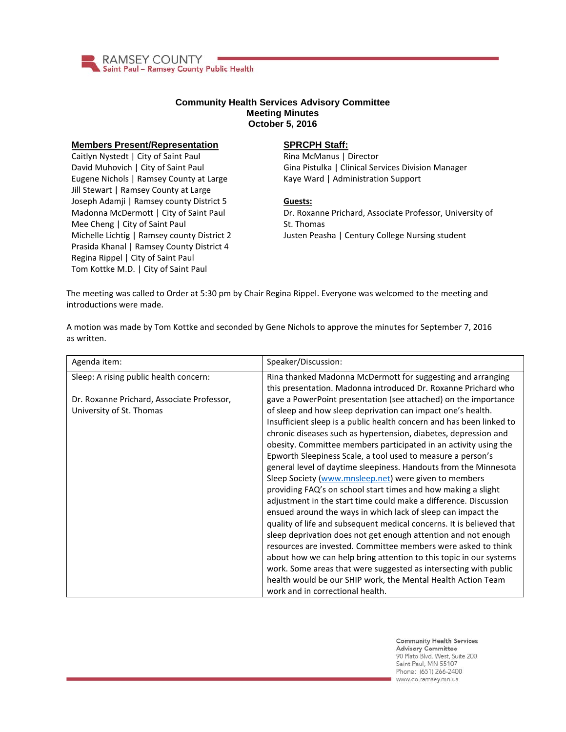RAMSEY COUNTY
Saint Paul – Ramsey County Public Health

# Community Health Services Advisory Committee
## Meeting Minutes
## October 5, 2016

**Members Present/Representation**

Caitlyn Nystedt | City of Saint Paul
David Muhovich | City of Saint Paul
Eugene Nichols | Ramsey County at Large
Jill Stewart | Ramsey County at Large
Joseph Adamji | Ramsey county District 5
Madonna McDermott | City of Saint Paul
Mee Cheng | City of Saint Paul
Michelle Lichtig | Ramsey county District 2
Prasida Khanal | Ramsey County District 4
Regina Rippel | City of Saint Paul
Tom Kottke M.D. | City of Saint Paul

**SPRCPH Staff:**

Rina McManus | Director
Gina Pistulka | Clinical Services Division Manager
Kaye Ward | Administration Support

**Guests:**

Dr. Roxanne Prichard, Associate Professor, University of St. Thomas
Justen Peasha | Century College Nursing student

The meeting was called to Order at 5:30 pm by Chair Regina Rippel. Everyone was welcomed to the meeting and introductions were made.

A motion was made by Tom Kottke and seconded by Gene Nichols to approve the minutes for September 7, 2016 as written.

| Agenda item: | Speaker/Discussion: |
|---|---|
| Sleep: A rising public health concern:<br><br>Dr. Roxanne Prichard, Associate Professor, University of St. Thomas | Rina thanked Madonna McDermott for suggesting and arranging this presentation. Madonna introduced Dr. Roxanne Prichard who gave a PowerPoint presentation (see attached) on the importance of sleep and how sleep deprivation can impact one's health. Insufficient sleep is a public health concern and has been linked to chronic diseases such as hypertension, diabetes, depression and obesity. Committee members participated in an activity using the Epworth Sleepiness Scale, a tool used to measure a person's general level of daytime sleepiness. Handouts from the Minnesota Sleep Society (www.mnsleep.net) were given to members providing FAQ's on school start times and how making a slight adjustment in the start time could make a difference. Discussion ensued around the ways in which lack of sleep can impact the quality of life and subsequent medical concerns. It is believed that sleep deprivation does not get enough attention and not enough resources are invested. Committee members were asked to think about how we can help bring attention to this topic in our systems work. Some areas that were suggested as intersecting with public health would be our SHIP work, the Mental Health Action Team work and in correctional health. |

Community Health Services Advisory Committee
90 Plato Blvd. West, Suite 200
Saint Paul, MN 55107
Phone: (651) 266-2400
www.co.ramsey.mn.us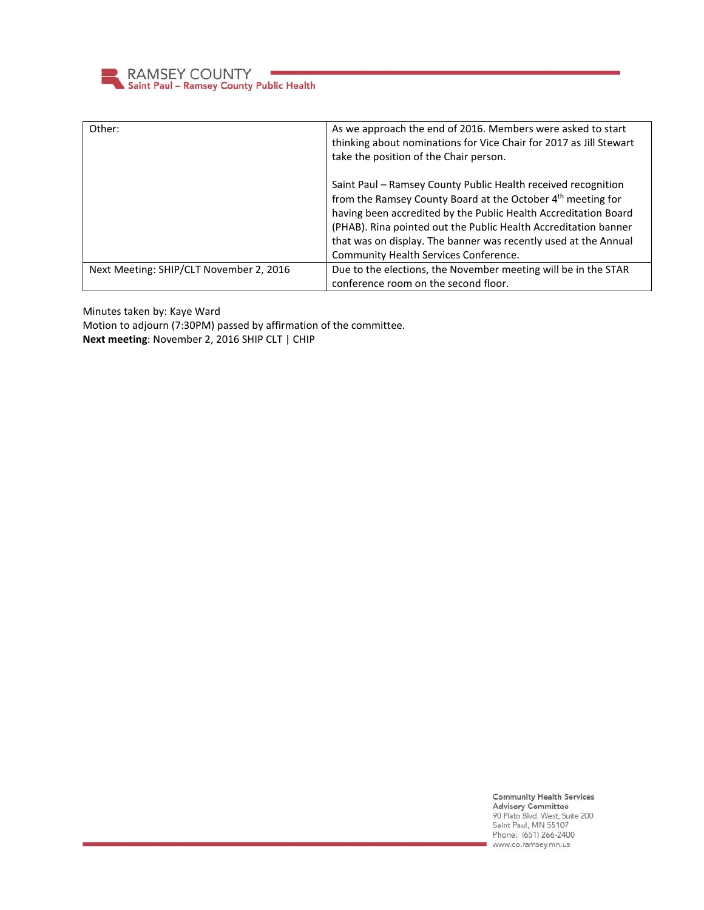| | |
|---|---|
| Other: | As we approach the end of 2016. Members were asked to start thinking about nominations for Vice Chair for 2017 as Jill Stewart take the position of the Chair person.<br><br>Saint Paul – Ramsey County Public Health received recognition from the Ramsey County Board at the October 4th meeting for having been accredited by the Public Health Accreditation Board (PHAB). Rina pointed out the Public Health Accreditation banner that was on display. The banner was recently used at the Annual Community Health Services Conference. |
| Next Meeting: SHIP/CLT November 2, 2016 | Due to the elections, the November meeting will be in the STAR conference room on the second floor. |

Minutes taken by: Kaye Ward
Motion to adjourn (7:30PM) passed by affirmation of the committee.
**Next meeting**: November 2, 2016 SHIP CLT | CHIP